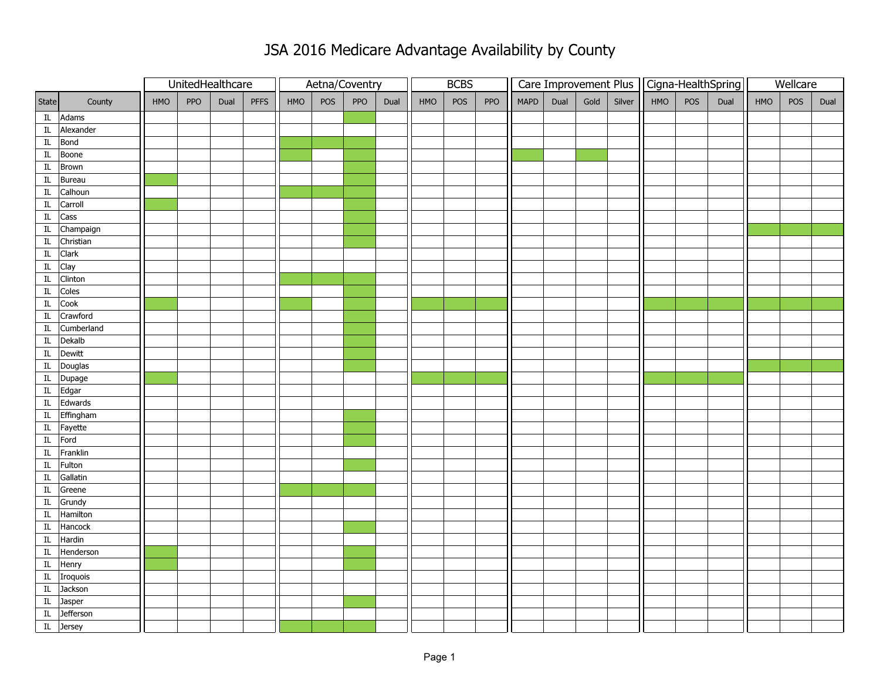# JSA 2016 Medicare Advantage Availability by County

Shaded cells in the original are shown here as X.

| | | UnitedHealthcare | | | | Aetna/Coventry | | | | BCBS | | | Care Improvement Plus | | | | Cigna-HealthSpring | | | Wellcare | | |
|---|---|---|---|---|---|---|---|---|---|---|---|---|---|---|---|---|---|---|---|---|---|---|
| State | County | HMO | PPO | Dual | PFFS | HMO | POS | PPO | Dual | HMO | POS | PPO | MAPD | Dual | Gold | Silver | HMO | POS | Dual | HMO | POS | Dual |
| IL | Adams | | | | | | | X | | | | | | | | | | | | | | |
| IL | Alexander | | | | | | | | | | | | | | | | | | | | | |
| IL | Bond | | | | | X | X | X | | | | | | | | | | | | | | |
| IL | Boone | | | | | X | | X | | | | | X | | X | | | | | | | |
| IL | Brown | | | | | | | X | | | | | | | | | | | | | | |
| IL | Bureau | X | | | | | | X | | | | | | | | | | | | | | |
| IL | Calhoun | | | | | X | X | X | | | | | | | | | | | | | | |
| IL | Carroll | X | | | | | | X | | | | | | | | | | | | | | |
| IL | Cass | | | | | | | X | | | | | | | | | | | | | | |
| IL | Champaign | | | | | | | X | | | | | | | | | | | | X | X | X |
| IL | Christian | | | | | | | X | | | | | | | | | | | | | | |
| IL | Clark | | | | | | | | | | | | | | | | | | | | | |
| IL | Clay | | | | | | | | | | | | | | | | | | | | | |
| IL | Clinton | | | | | X | X | X | | | | | | | | | | | | | | |
| IL | Coles | | | | | | | X | | | | | | | | | | | | | | |
| IL | Cook | X | | | | X | | X | | X | X | X | | | | | X | X | X | X | X | X |
| IL | Crawford | | | | | | | X | | | | | | | | | | | | | | |
| IL | Cumberland | | | | | | | X | | | | | | | | | | | | | | |
| IL | Dekalb | | | | | | | X | | | | | | | | | | | | | | |
| IL | Dewitt | | | | | | | X | | | | | | | | | | | | | | |
| IL | Douglas | | | | | | | X | | | | | | | | | | | | X | X | X |
| IL | Dupage | X | | | | | | | | X | X | X | | | | | X | X | X | | | |
| IL | Edgar | | | | | | | | | | | | | | | | | | | | | |
| IL | Edwards | | | | | | | | | | | | | | | | | | | | | |
| IL | Effingham | | | | | | | X | | | | | | | | | | | | | | |
| IL | Fayette | | | | | | | X | | | | | | | | | | | | | | |
| IL | Ford | | | | | | | X | | | | | | | | | | | | | | |
| IL | Franklin | | | | | | | | | | | | | | | | | | | | | |
| IL | Fulton | | | | | | | X | | | | | | | | | | | | | | |
| IL | Gallatin | | | | | | | | | | | | | | | | | | | | | |
| IL | Greene | | | | | X | X | X | | | | | | | | | | | | | | |
| IL | Grundy | | | | | | | | | | | | | | | | | | | | | |
| IL | Hamilton | | | | | | | | | | | | | | | | | | | | | |
| IL | Hancock | | | | | | | X | | | | | | | | | | | | | | |
| IL | Hardin | | | | | | | | | | | | | | | | | | | | | |
| IL | Henderson | X | | | | | | X | | | | | | | | | | | | | | |
| IL | Henry | X | | | | | | X | | | | | | | | | | | | | | |
| IL | Iroquois | | | | | | | | | | | | | | | | | | | | | |
| IL | Jackson | | | | | | | | | | | | | | | | | | | | | |
| IL | Jasper | | | | | | | X | | | | | | | | | | | | | | |
| IL | Jefferson | | | | | | | | | | | | | | | | | | | | | |
| IL | Jersey | | | | | X | X | X | | | | | | | | | | | | | | |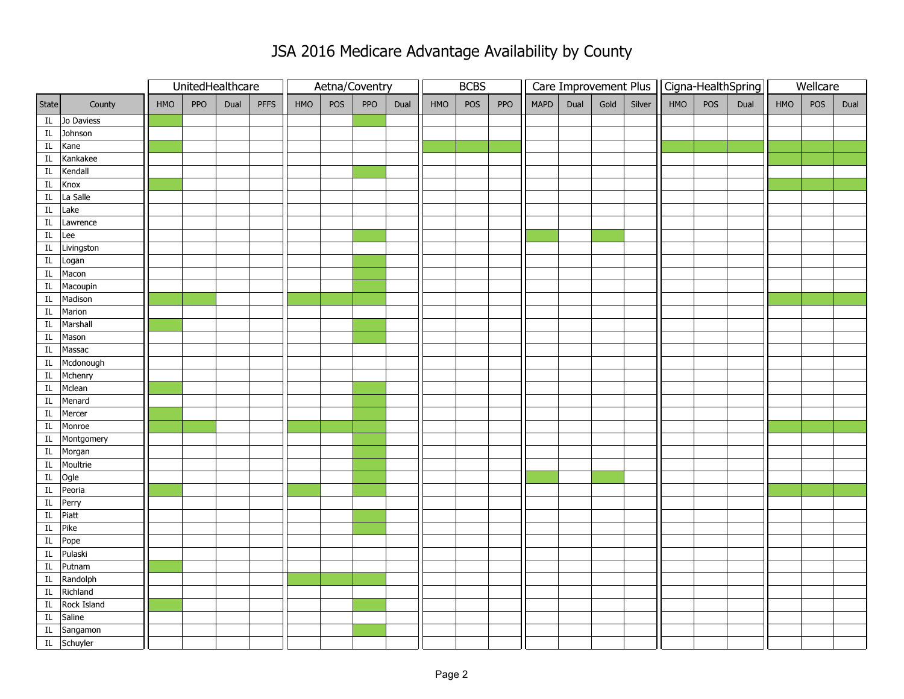# JSA 2016 Medicare Advantage Availability by County

Note: In the source chart, available plans are indicated by green shading; these are marked with "X" below.

| State | County | UnitedHealthcare | | | | Aetna/Coventry | | | | BCBS | | | Care Improvement Plus | | | | Cigna-HealthSpring | | | Wellcare | | |
|---|---|---|---|---|---|---|---|---|---|---|---|---|---|---|---|---|---|---|---|---|---|---|
| | | HMO | PPO | Dual | PFFS | HMO | POS | PPO | Dual | HMO | POS | PPO | MAPD | Dual | Gold | Silver | HMO | POS | Dual | HMO | POS | Dual |
| IL | Jo Daviess | X | | | | | | X | | | | | | | | | | | | | | |
| IL | Johnson | | | | | | | | | | | | | | | | | | | | | |
| IL | Kane | X | | | | | | | | X | X | X | | | | | X | X | X | X | X | X |
| IL | Kankakee | | | | | | | | | | | | | | | | | | | X | X | X |
| IL | Kendall | | | | | | | X | | | | | | | | | | | | | | |
| IL | Knox | X | | | | | | | | | | | | | | | | | | X | X | X |
| IL | La Salle | | | | | | | | | | | | | | | | | | | | | |
| IL | Lake | | | | | | | | | | | | | | | | | | | | | |
| IL | Lawrence | | | | | | | | | | | | | | | | | | | | | |
| IL | Lee | | | | | | | X | | | | | X | | X | | | | | | | |
| IL | Livingston | | | | | | | | | | | | | | | | | | | | | |
| IL | Logan | | | | | | | X | | | | | | | | | | | | | | |
| IL | Macon | | | | | | | X | | | | | | | | | | | | | | |
| IL | Macoupin | | | | | | | X | | | | | | | | | | | | | | |
| IL | Madison | X | X | | | X | X | X | | | | | | | | | | | | X | X | X |
| IL | Marion | | | | | | | | | | | | | | | | | | | | | |
| IL | Marshall | X | | | | | | X | | | | | | | | | | | | | | |
| IL | Mason | | | | | | | X | | | | | | | | | | | | | | |
| IL | Massac | | | | | | | | | | | | | | | | | | | | | |
| IL | Mcdonough | | | | | | | | | | | | | | | | | | | | | |
| IL | Mchenry | | | | | | | | | | | | | | | | | | | | | |
| IL | Mclean | X | | | | | | X | | | | | | | | | | | | | | |
| IL | Menard | | | | | | | X | | | | | | | | | | | | | | |
| IL | Mercer | X | | | | | | X | | | | | | | | | | | | | | |
| IL | Monroe | X | X | | | X | X | X | | | | | | | | | | | | X | X | X |
| IL | Montgomery | | | | | | | X | | | | | | | | | | | | | | |
| IL | Morgan | | | | | | | X | | | | | | | | | | | | | | |
| IL | Moultrie | | | | | | | X | | | | | | | | | | | | | | |
| IL | Ogle | | | | | | | X | | | | | X | | X | | | | | | | |
| IL | Peoria | X | | | | X | | X | | | | | | | | | | | | X | X | X |
| IL | Perry | | | | | | | | | | | | | | | | | | | | | |
| IL | Piatt | | | | | | | X | | | | | | | | | | | | | | |
| IL | Pike | | | | | | | X | | | | | | | | | | | | | | |
| IL | Pope | | | | | | | | | | | | | | | | | | | | | |
| IL | Pulaski | | | | | | | | | | | | | | | | | | | | | |
| IL | Putnam | X | | | | | | | | | | | | | | | | | | | | |
| IL | Randolph | | | | | X | X | X | | | | | | | | | | | | | | |
| IL | Richland | | | | | | | | | | | | | | | | | | | | | |
| IL | Rock Island | X | | | | | | X | | | | | | | | | | | | | | |
| IL | Saline | | | | | | | | | | | | | | | | | | | | | |
| IL | Sangamon | | | | | | | X | | | | | | | | | | | | | | |
| IL | Schuyler | | | | | | | | | | | | | | | | | | | | | |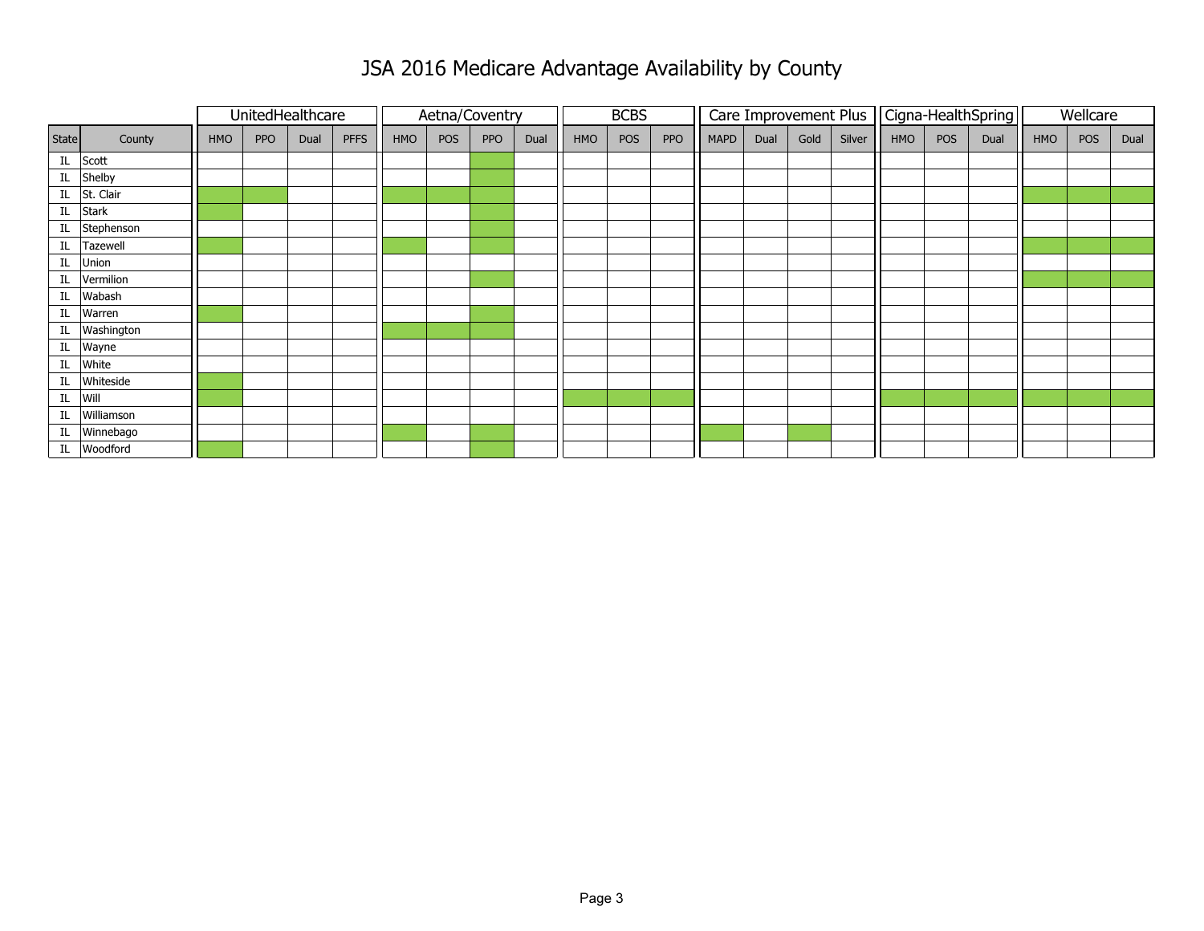# JSA 2016 Medicare Advantage Availability by County

X = available (shaded cell in the source)

| | | UnitedHealthcare | | | | Aetna/Coventry | | | | BCBS | | | Care Improvement Plus | | | | Cigna-HealthSpring | | | Wellcare | | |
|---|---|---|---|---|---|---|---|---|---|---|---|---|---|---|---|---|---|---|---|---|---|---|
| State | County | HMO | PPO | Dual | PFFS | HMO | POS | PPO | Dual | HMO | POS | PPO | MAPD | Dual | Gold | Silver | HMO | POS | Dual | HMO | POS | Dual |
| IL | Scott | | | | | | | X | | | | | | | | | | | | | | |
| IL | Shelby | | | | | | | X | | | | | | | | | | | | | | |
| IL | St. Clair | X | X | | | X | X | X | | | | | | | | | | | | X | X | X |
| IL | Stark | X | | | | | | X | | | | | | | | | | | | | | |
| IL | Stephenson | | | | | | | X | | | | | | | | | | | | | | |
| IL | Tazewell | X | | | | X | | X | | | | | | | | | | | | X | X | X |
| IL | Union | | | | | | | | | | | | | | | | | | | | | |
| IL | Vermilion | | | | | | | X | | | | | | | | | | | | X | X | X |
| IL | Wabash | | | | | | | | | | | | | | | | | | | | | |
| IL | Warren | X | | | | | | X | | | | | | | | | | | | | | |
| IL | Washington | | | | | X | X | X | | | | | | | | | | | | | | |
| IL | Wayne | | | | | | | | | | | | | | | | | | | | | |
| IL | White | | | | | | | | | | | | | | | | | | | | | |
| IL | Whiteside | X | | | | | | | | | | | | | | | | | | | | |
| IL | Will | X | | | | | | | | X | X | X | | | | | X | X | X | X | X | X |
| IL | Williamson | | | | | | | | | | | | | | | | | | | | | |
| IL | Winnebago | | | | | X | | X | | | | | X | | X | | | | | | | |
| IL | Woodford | X | | | | | | X | | | | | | | | | | | | | | |